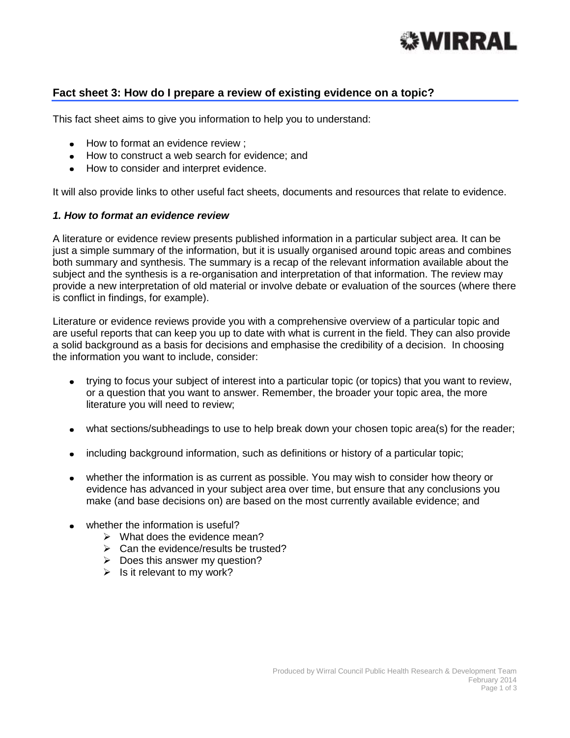## Fact sheet 3: How do I prepare a review of existing evidence on a topic?

This fact sheet aims to give you information to help you to understand:

- How to format an evidence review ;
- How to construct a web search for evidence; and
- How to consider and interpret evidence.

It will also provide links to other useful fact sheets, documents and resources that relate to evidence.

### *1. How to format an evidence review*

A literature or evidence review presents published information in a particular subject area. It can be just a simple summary of the information, but it is usually organised around topic areas and combines both summary and synthesis. The summary is a recap of the relevant information available about the subject and the synthesis is a re-organisation and interpretation of that information. The review may provide a new interpretation of old material or involve debate or evaluation of the sources (where there is conflict in findings, for example).

Literature or evidence reviews provide you with a comprehensive overview of a particular topic and are useful reports that can keep you up to date with what is current in the field. They can also provide a solid background as a basis for decisions and emphasise the credibility of a decision. In choosing the information you want to include, consider:

- trying to focus your subject of interest into a particular topic (or topics) that you want to review, or a question that you want to answer. Remember, the broader your topic area, the more literature you will need to review;
- what sections/subheadings to use to help break down your chosen topic area(s) for the reader;
- including background information, such as definitions or history of a particular topic;
- whether the information is as current as possible. You may wish to consider how theory or evidence has advanced in your subject area over time, but ensure that any conclusions you make (and base decisions on) are based on the most currently available evidence; and
- whether the information is useful?
  - What does the evidence mean?
  - Can the evidence/results be trusted?
  - Does this answer my question?
  - Is it relevant to my work?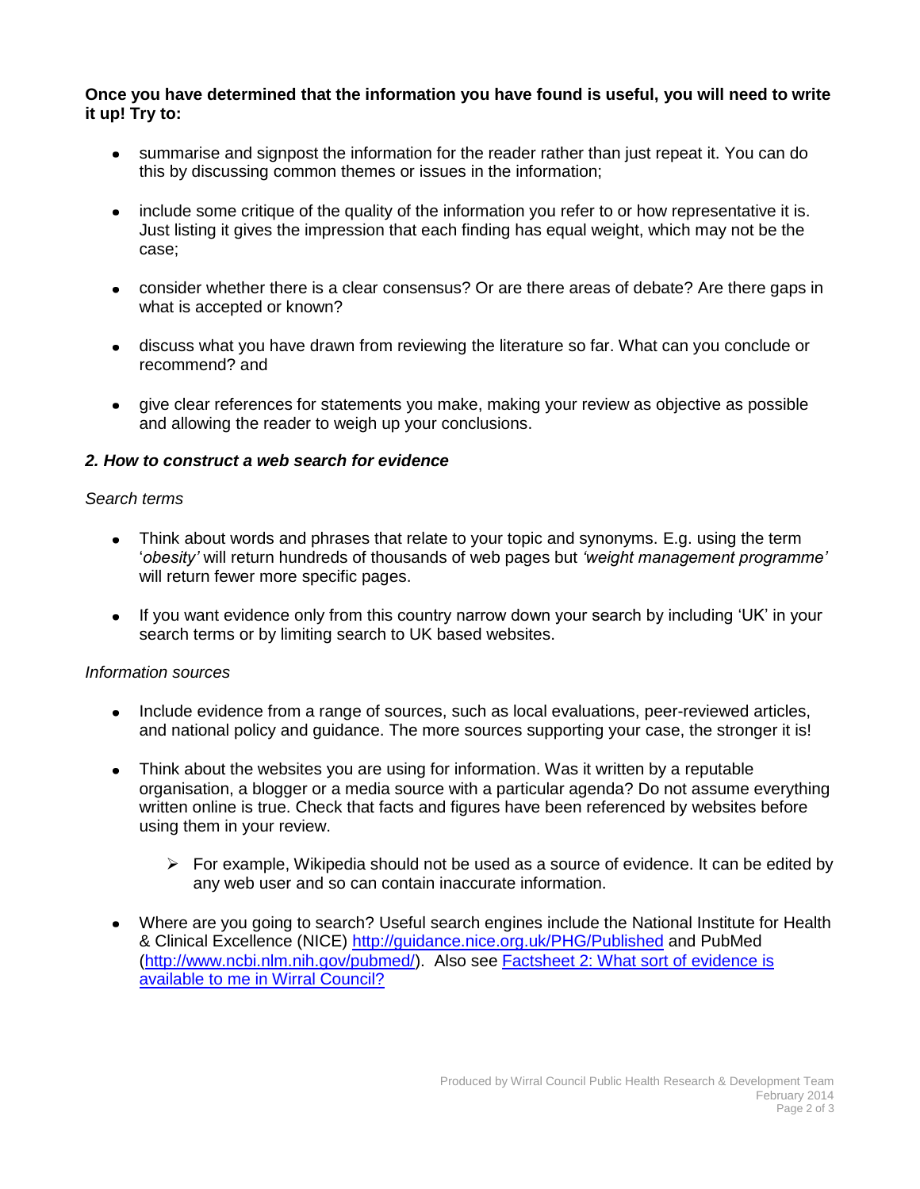**Once you have determined that the information you have found is useful, you will need to write it up! Try to:**

- summarise and signpost the information for the reader rather than just repeat it. You can do this by discussing common themes or issues in the information;
- include some critique of the quality of the information you refer to or how representative it is. Just listing it gives the impression that each finding has equal weight, which may not be the case;
- consider whether there is a clear consensus? Or are there areas of debate? Are there gaps in what is accepted or known?
- discuss what you have drawn from reviewing the literature so far. What can you conclude or recommend? and
- give clear references for statements you make, making your review as objective as possible and allowing the reader to weigh up your conclusions.

### *2. How to construct a web search for evidence*

*Search terms*

- Think about words and phrases that relate to your topic and synonyms. E.g. using the term '*obesity'* will return hundreds of thousands of web pages but *'weight management programme'* will return fewer more specific pages.
- If you want evidence only from this country narrow down your search by including 'UK' in your search terms or by limiting search to UK based websites.

*Information sources*

- Include evidence from a range of sources, such as local evaluations, peer-reviewed articles, and national policy and guidance. The more sources supporting your case, the stronger it is!
- Think about the websites you are using for information. Was it written by a reputable organisation, a blogger or a media source with a particular agenda? Do not assume everything written online is true. Check that facts and figures have been referenced by websites before using them in your review.
  - For example, Wikipedia should not be used as a source of evidence. It can be edited by any web user and so can contain inaccurate information.
- Where are you going to search? Useful search engines include the National Institute for Health & Clinical Excellence (NICE) [http://guidance.nice.org.uk/PHG/Published](http://guidance.nice.org.uk/PHG/Published) and PubMed ([http://www.ncbi.nlm.nih.gov/pubmed/](http://www.ncbi.nlm.nih.gov/pubmed/)). Also see Factsheet 2: What sort of evidence is available to me in Wirral Council?

Produced by Wirral Council Public Health Research & Development Team
February 2014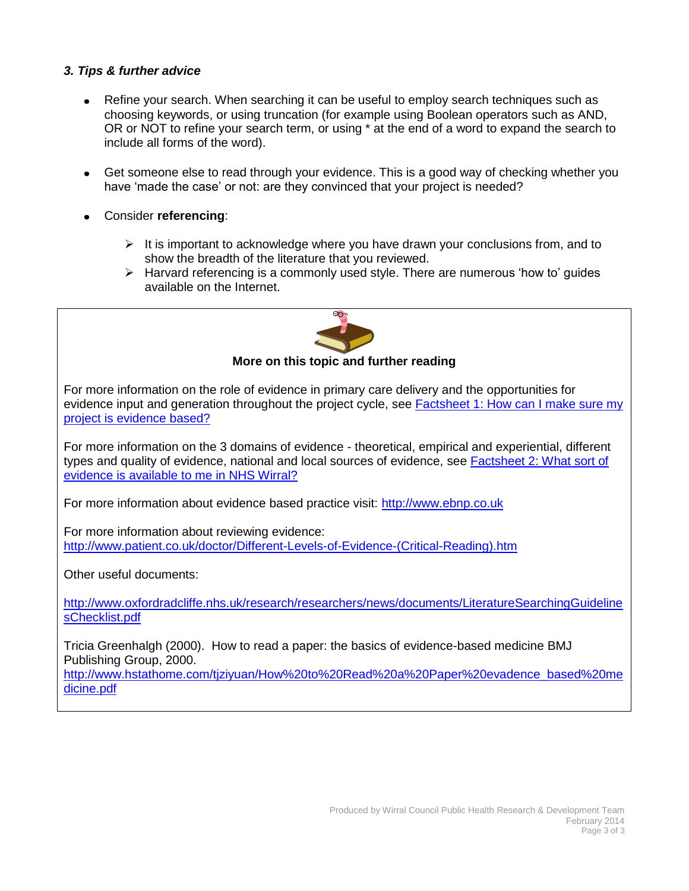### *3. Tips & further advice*

- Refine your search. When searching it can be useful to employ search techniques such as choosing keywords, or using truncation (for example using Boolean operators such as AND, OR or NOT to refine your search term, or using * at the end of a word to expand the search to include all forms of the word).

- Get someone else to read through your evidence. This is a good way of checking whether you have 'made the case' or not: are they convinced that your project is needed?

- Consider **referencing**:
  - It is important to acknowledge where you have drawn your conclusions from, and to show the breadth of the literature that you reviewed.
  - Harvard referencing is a commonly used style. There are numerous 'how to' guides available on the Internet.

**More on this topic and further reading**

For more information on the role of evidence in primary care delivery and the opportunities for evidence input and generation throughout the project cycle, see Factsheet 1: How can I make sure my project is evidence based?

For more information on the 3 domains of evidence - theoretical, empirical and experiential, different types and quality of evidence, national and local sources of evidence, see Factsheet 2: What sort of evidence is available to me in NHS Wirral?

For more information about evidence based practice visit: http://www.ebnp.co.uk

For more information about reviewing evidence:
http://www.patient.co.uk/doctor/Different-Levels-of-Evidence-(Critical-Reading).htm

Other useful documents:

http://www.oxfordradcliffe.nhs.uk/research/researchers/news/documents/LiteratureSearchingGuidelinesChecklist.pdf

Tricia Greenhalgh (2000). How to read a paper: the basics of evidence-based medicine BMJ Publishing Group, 2000.
http://www.hstathome.com/tjziyuan/How%20to%20Read%20a%20Paper%20evadence_based%20medicine.pdf

Produced by Wirral Council Public Health Research & Development Team
February 2014